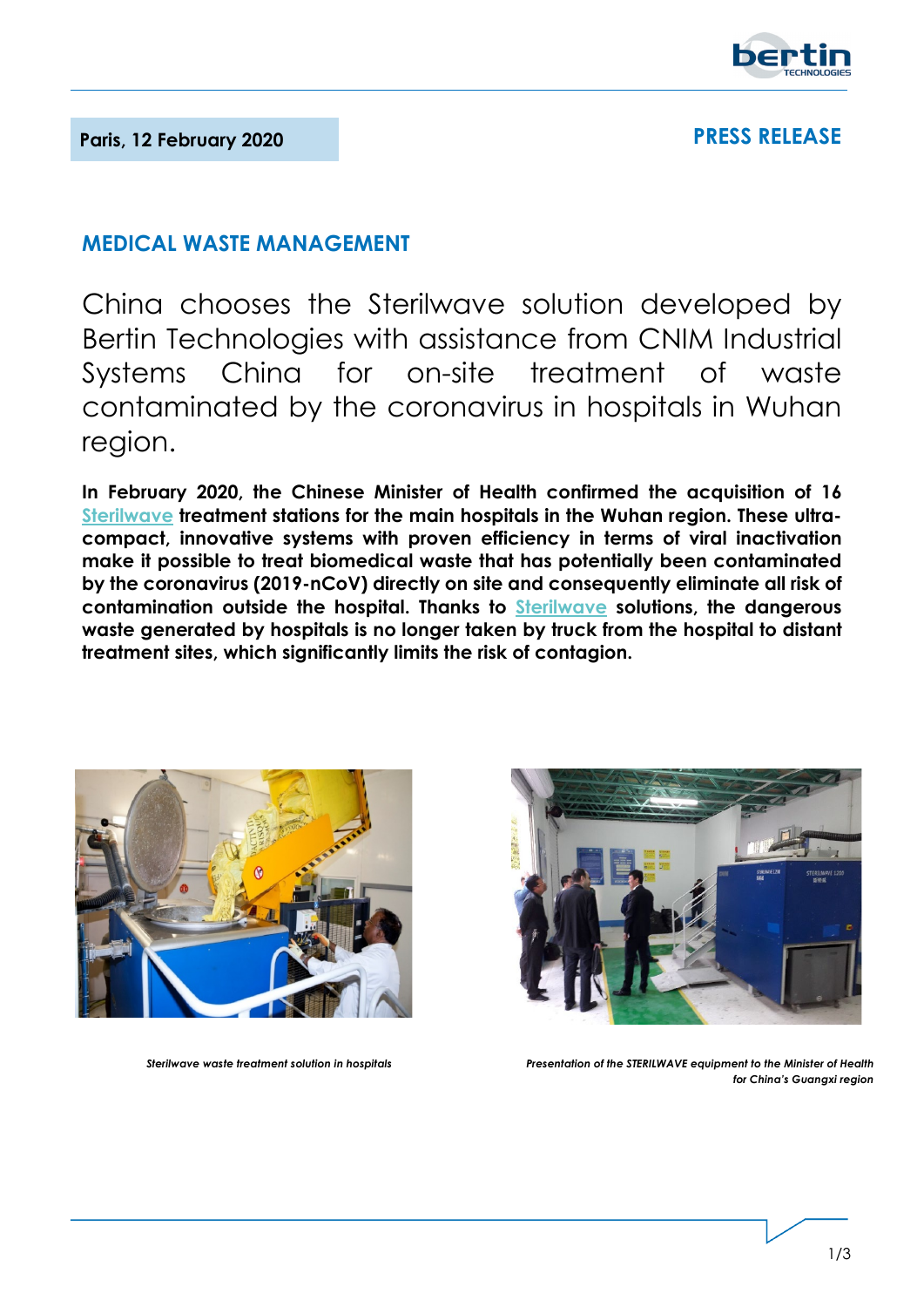**Paris, 12 February 2020**

**PRESS RELEASE**

## MEDICAL WASTE MANAGEMENT

# China chooses the Sterilwave solution developed by Bertin Technologies with assistance from CNIM Industrial Systems China for on-site treatment of waste contaminated by the coronavirus in hospitals in Wuhan region.

**In February 2020, the Chinese Minister of Health confirmed the acquisition of 16 Sterilwave treatment stations for the main hospitals in the Wuhan region. These ultra-compact, innovative systems with proven efficiency in terms of viral inactivation make it possible to treat biomedical waste that has potentially been contaminated by the coronavirus (2019-nCoV) directly on site and consequently eliminate all risk of contamination outside the hospital. Thanks to Sterilwave solutions, the dangerous waste generated by hospitals is no longer taken by truck from the hospital to distant treatment sites, which significantly limits the risk of contagion.**

*Sterilwave waste treatment solution in hospitals*

*Presentation of the STERILWAVE equipment to the Minister of Health for China's Guangxi region*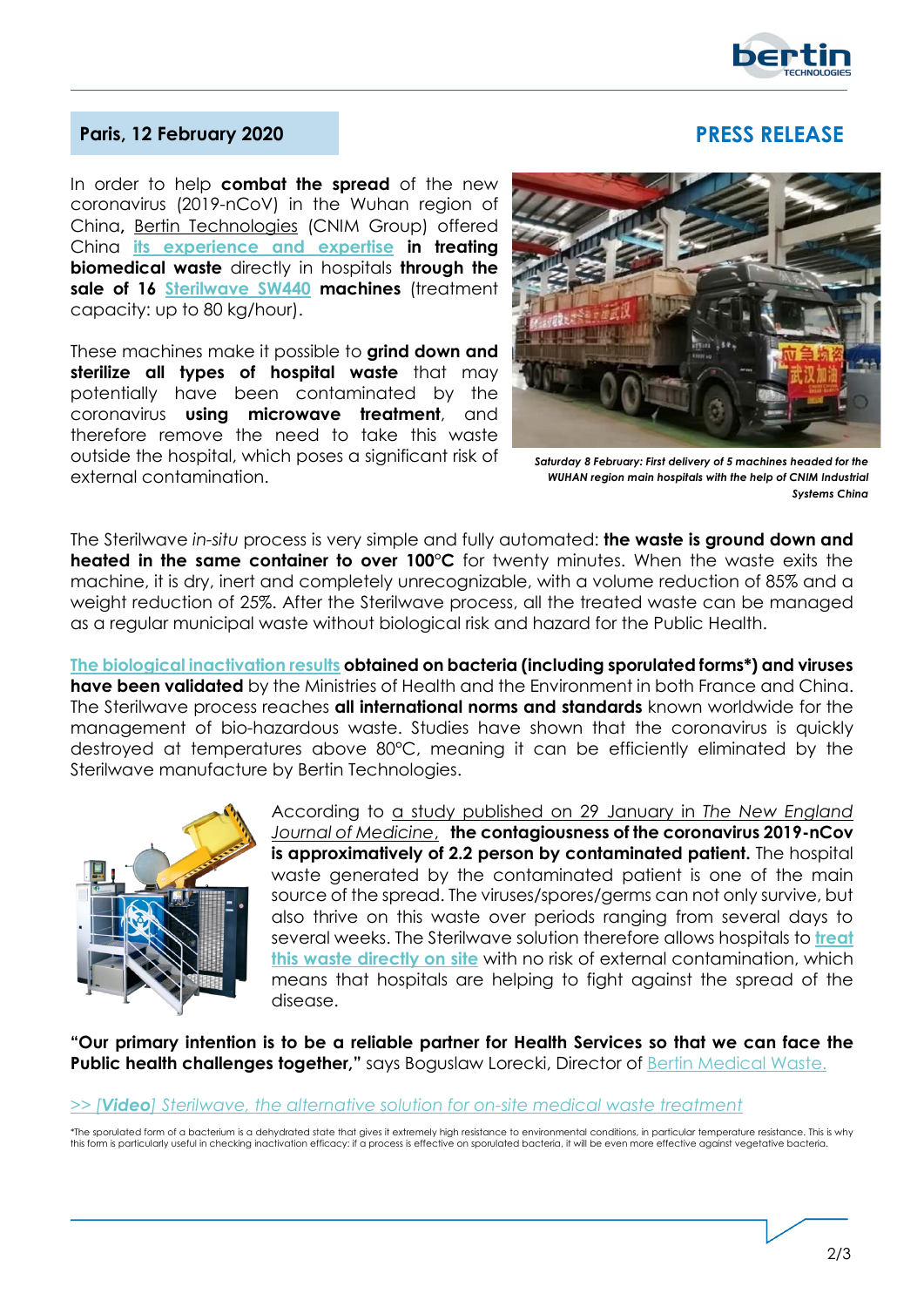**Paris, 12 February 2020**

**PRESS RELEASE**

In order to help **combat the spread** of the new coronavirus (2019-nCoV) in the Wuhan region of China**,** Bertin Technologies (CNIM Group) offered China **its experience and expertise in treating biomedical waste** directly in hospitals **through the sale of 16 Sterilwave SW440 machines** (treatment capacity: up to 80 kg/hour).

These machines make it possible to **grind down and sterilize all types of hospital waste** that may potentially have been contaminated by the coronavirus **using microwave treatment**, and therefore remove the need to take this waste outside the hospital, which poses a significant risk of external contamination.

*Saturday 8 February: First delivery of 5 machines headed for the WUHAN region main hospitals with the help of CNIM Industrial Systems China*

The Sterilwave *in-situ* process is very simple and fully automated: **the waste is ground down and heated in the same container to over 100°C** for twenty minutes. When the waste exits the machine, it is dry, inert and completely unrecognizable, with a volume reduction of 85% and a weight reduction of 25%. After the Sterilwave process, all the treated waste can be managed as a regular municipal waste without biological risk and hazard for the Public Health.

**The biological inactivation results obtained on bacteria (including sporulated forms*) and viruses have been validated** by the Ministries of Health and the Environment in both France and China. The Sterilwave process reaches **all international norms and standards** known worldwide for the management of bio-hazardous waste. Studies have shown that the coronavirus is quickly destroyed at temperatures above 80°C, meaning it can be efficiently eliminated by the Sterilwave manufacture by Bertin Technologies.

According to a study published on 29 January in *The New England Journal of Medicine*, **the contagiousness of the coronavirus 2019-nCov is approximatively of 2.2 person by contaminated patient.** The hospital waste generated by the contaminated patient is one of the main source of the spread. The viruses/spores/germs can not only survive, but also thrive on this waste over periods ranging from several days to several weeks. The Sterilwave solution therefore allows hospitals to **treat this waste directly on site** with no risk of external contamination, which means that hospitals are helping to fight against the spread of the disease.

**"Our primary intention is to be a reliable partner for Health Services so that we can face the Public health challenges together,"** says Boguslaw Lorecki, Director of Bertin Medical Waste.

*>> [**Video**] Sterilwave, the alternative solution for on-site medical waste treatment*

*The sporulated form of a bacterium is a dehydrated state that gives it extremely high resistance to environmental conditions, in particular temperature resistance. This is why this form is particularly useful in checking inactivation efficacy: if a process is effective on sporulated bacteria, it will be even more effective against vegetative bacteria.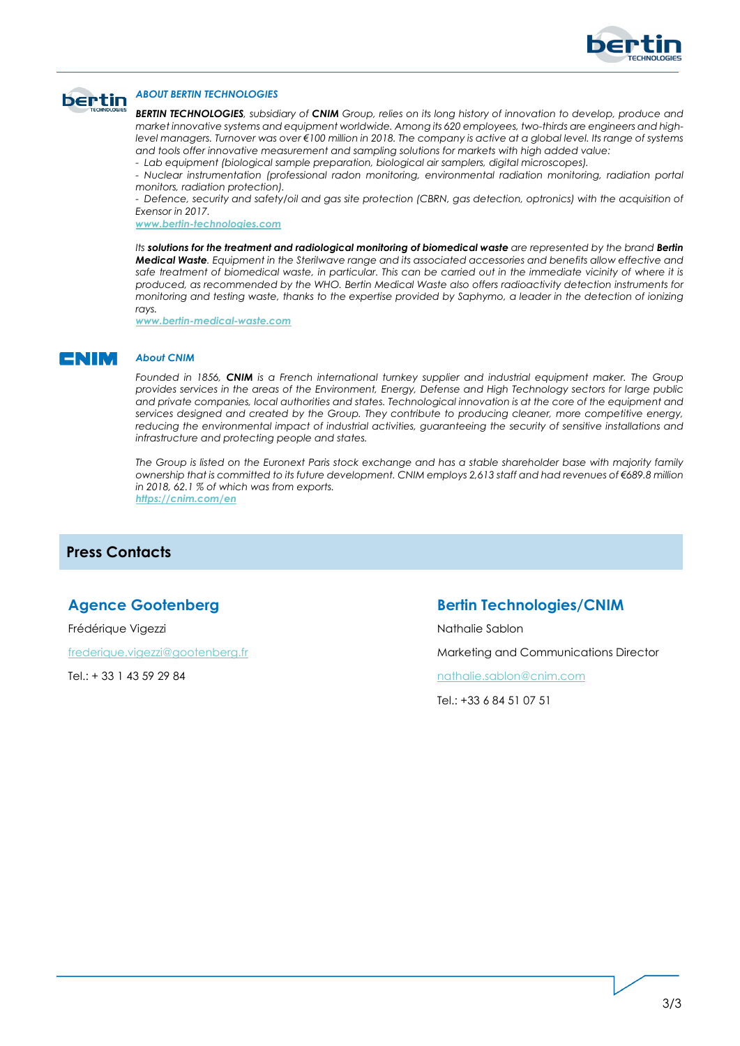### *ABOUT BERTIN TECHNOLOGIES*

***BERTIN TECHNOLOGIES**, subsidiary of **CNIM** Group, relies on its long history of innovation to develop, produce and market innovative systems and equipment worldwide. Among its 620 employees, two-thirds are engineers and high-level managers. Turnover was over €100 million in 2018. The company is active at a global level. Its range of systems and tools offer innovative measurement and sampling solutions for markets with high added value:*

*- Lab equipment (biological sample preparation, biological air samplers, digital microscopes).*

*- Nuclear instrumentation (professional radon monitoring, environmental radiation monitoring, radiation portal monitors, radiation protection).*

*- Defence, security and safety/oil and gas site protection (CBRN, gas detection, optronics) with the acquisition of Exensor in 2017.*

***www.bertin-technologies.com***

*Its **solutions for the treatment and radiological monitoring of biomedical waste** are represented by the brand **Bertin Medical Waste**. Equipment in the Sterilwave range and its associated accessories and benefits allow effective and safe treatment of biomedical waste, in particular. This can be carried out in the immediate vicinity of where it is produced, as recommended by the WHO. Bertin Medical Waste also offers radioactivity detection instruments for monitoring and testing waste, thanks to the expertise provided by Saphymo, a leader in the detection of ionizing rays.*

***www.bertin-medical-waste.com***

### *About CNIM*

*Founded in 1856, **CNIM** is a French international turnkey supplier and industrial equipment maker. The Group provides services in the areas of the Environment, Energy, Defense and High Technology sectors for large public and private companies, local authorities and states. Technological innovation is at the core of the equipment and services designed and created by the Group. They contribute to producing cleaner, more competitive energy, reducing the environmental impact of industrial activities, guaranteeing the security of sensitive installations and infrastructure and protecting people and states.*

*The Group is listed on the Euronext Paris stock exchange and has a stable shareholder base with majority family ownership that is committed to its future development. CNIM employs 2,613 staff and had revenues of €689.8 million in 2018, 62.1 % of which was from exports.*

***https://cnim.com/en***

## Press Contacts

### Agence Gootenberg

Frédérique Vigezzi

frederique.vigezzi@gootenberg.fr

Tel.: + 33 1 43 59 29 84

### Bertin Technologies/CNIM

Nathalie Sablon

Marketing and Communications Director

nathalie.sablon@cnim.com

Tel.: +33 6 84 51 07 51